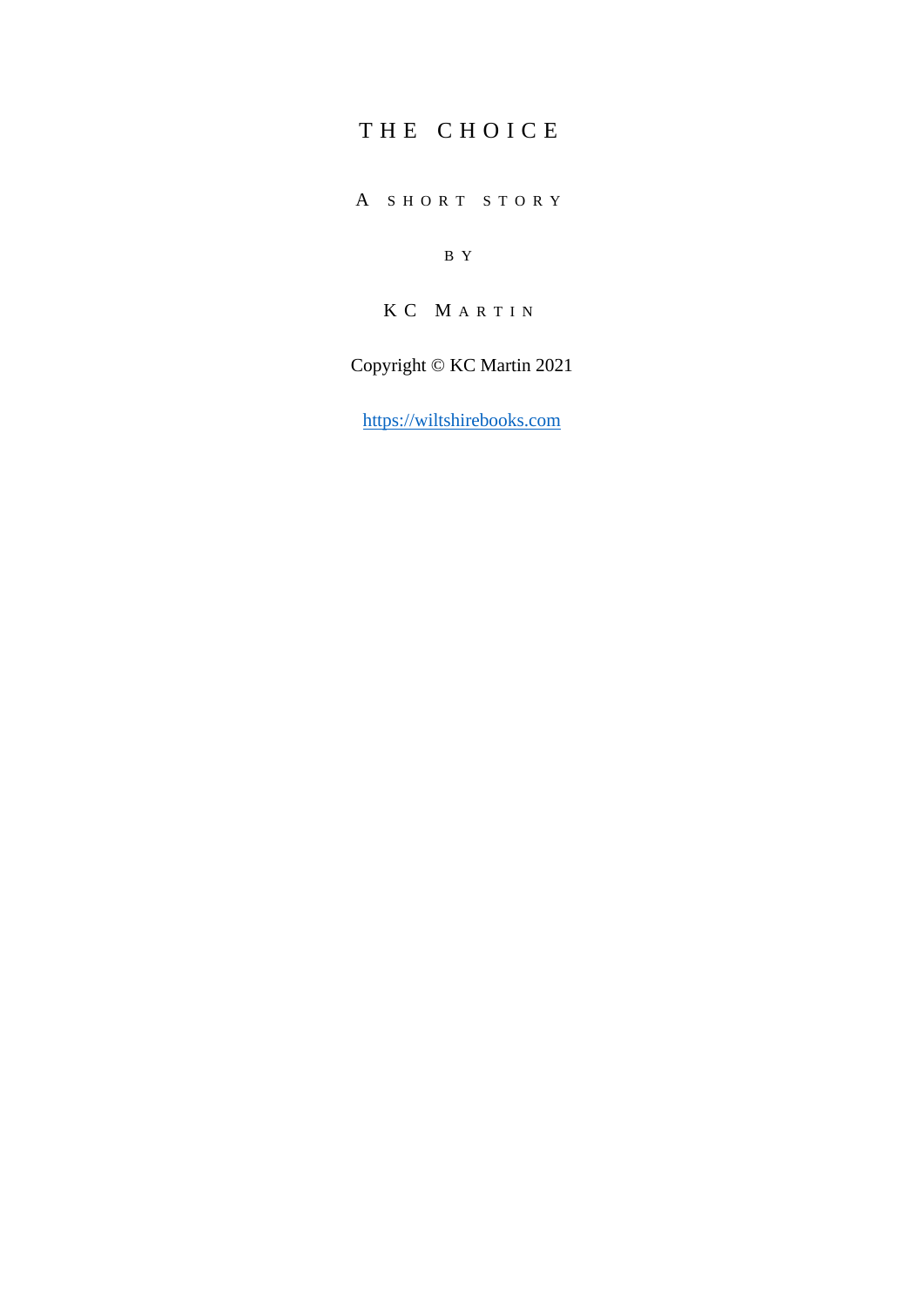# THE CHOICE

A SHORT STORY

BY

KC MARTIN

Copyright © KC Martin 2021

https://wiltshirebooks.com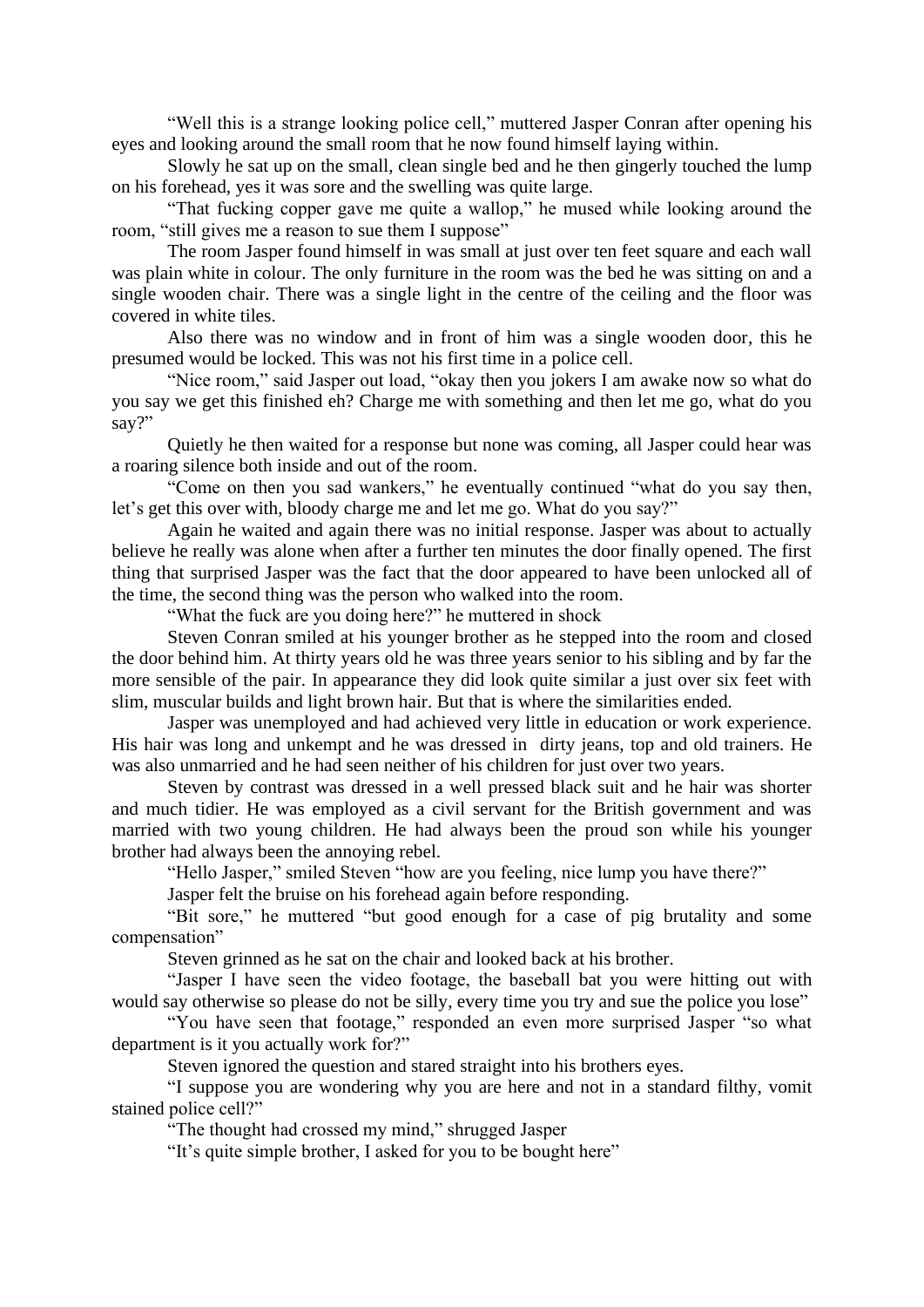"Well this is a strange looking police cell," muttered Jasper Conran after opening his eyes and looking around the small room that he now found himself laying within.

Slowly he sat up on the small, clean single bed and he then gingerly touched the lump on his forehead, yes it was sore and the swelling was quite large.

"That fucking copper gave me quite a wallop," he mused while looking around the room, "still gives me a reason to sue them I suppose"

The room Jasper found himself in was small at just over ten feet square and each wall was plain white in colour. The only furniture in the room was the bed he was sitting on and a single wooden chair. There was a single light in the centre of the ceiling and the floor was covered in white tiles.

Also there was no window and in front of him was a single wooden door, this he presumed would be locked. This was not his first time in a police cell.

"Nice room," said Jasper out load, "okay then you jokers I am awake now so what do you say we get this finished eh? Charge me with something and then let me go, what do you say?"

Quietly he then waited for a response but none was coming, all Jasper could hear was a roaring silence both inside and out of the room.

"Come on then you sad wankers," he eventually continued "what do you say then, let's get this over with, bloody charge me and let me go. What do you say?"

Again he waited and again there was no initial response. Jasper was about to actually believe he really was alone when after a further ten minutes the door finally opened. The first thing that surprised Jasper was the fact that the door appeared to have been unlocked all of the time, the second thing was the person who walked into the room.

"What the fuck are you doing here?" he muttered in shock

Steven Conran smiled at his younger brother as he stepped into the room and closed the door behind him. At thirty years old he was three years senior to his sibling and by far the more sensible of the pair. In appearance they did look quite similar a just over six feet with slim, muscular builds and light brown hair. But that is where the similarities ended.

Jasper was unemployed and had achieved very little in education or work experience. His hair was long and unkempt and he was dressed in dirty jeans, top and old trainers. He was also unmarried and he had seen neither of his children for just over two years.

Steven by contrast was dressed in a well pressed black suit and he hair was shorter and much tidier. He was employed as a civil servant for the British government and was married with two young children. He had always been the proud son while his younger brother had always been the annoying rebel.

"Hello Jasper," smiled Steven "how are you feeling, nice lump you have there?"

Jasper felt the bruise on his forehead again before responding.

"Bit sore," he muttered "but good enough for a case of pig brutality and some compensation"

Steven grinned as he sat on the chair and looked back at his brother.

"Jasper I have seen the video footage, the baseball bat you were hitting out with would say otherwise so please do not be silly, every time you try and sue the police you lose"

"You have seen that footage," responded an even more surprised Jasper "so what department is it you actually work for?"

Steven ignored the question and stared straight into his brothers eyes.

"I suppose you are wondering why you are here and not in a standard filthy, vomit stained police cell?"

"The thought had crossed my mind," shrugged Jasper

"It's quite simple brother, I asked for you to be bought here"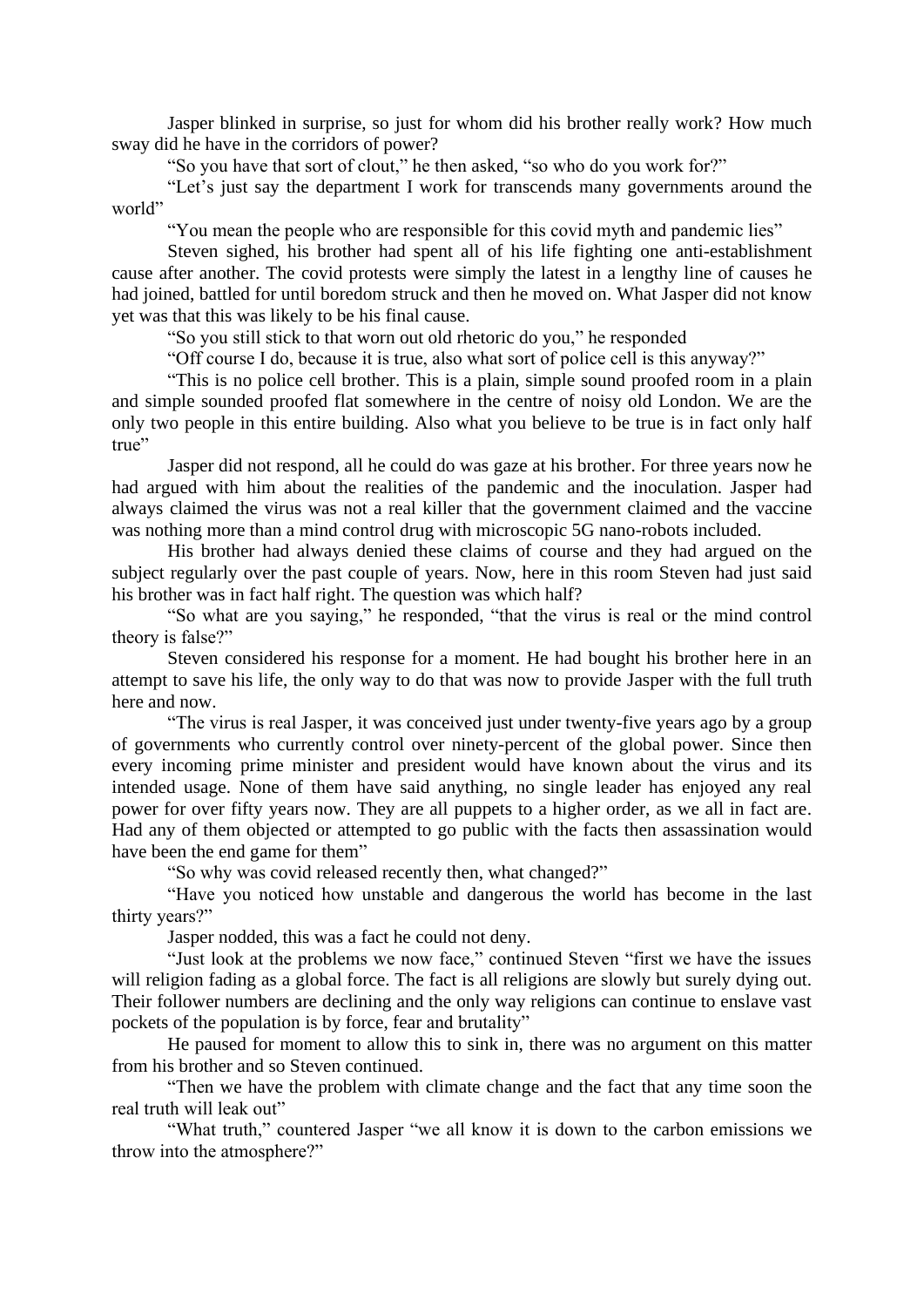Jasper blinked in surprise, so just for whom did his brother really work? How much sway did he have in the corridors of power?

“So you have that sort of clout,” he then asked, “so who do you work for?”

“Let’s just say the department I work for transcends many governments around the world”

“You mean the people who are responsible for this covid myth and pandemic lies”

Steven sighed, his brother had spent all of his life fighting one anti-establishment cause after another. The covid protests were simply the latest in a lengthy line of causes he had joined, battled for until boredom struck and then he moved on. What Jasper did not know yet was that this was likely to be his final cause.

“So you still stick to that worn out old rhetoric do you,” he responded

“Off course I do, because it is true, also what sort of police cell is this anyway?”

“This is no police cell brother. This is a plain, simple sound proofed room in a plain and simple sounded proofed flat somewhere in the centre of noisy old London. We are the only two people in this entire building. Also what you believe to be true is in fact only half true”

Jasper did not respond, all he could do was gaze at his brother. For three years now he had argued with him about the realities of the pandemic and the inoculation. Jasper had always claimed the virus was not a real killer that the government claimed and the vaccine was nothing more than a mind control drug with microscopic 5G nano-robots included.

His brother had always denied these claims of course and they had argued on the subject regularly over the past couple of years. Now, here in this room Steven had just said his brother was in fact half right. The question was which half?

“So what are you saying,” he responded, “that the virus is real or the mind control theory is false?”

Steven considered his response for a moment. He had bought his brother here in an attempt to save his life, the only way to do that was now to provide Jasper with the full truth here and now.

“The virus is real Jasper, it was conceived just under twenty-five years ago by a group of governments who currently control over ninety-percent of the global power. Since then every incoming prime minister and president would have known about the virus and its intended usage. None of them have said anything, no single leader has enjoyed any real power for over fifty years now. They are all puppets to a higher order, as we all in fact are. Had any of them objected or attempted to go public with the facts then assassination would have been the end game for them”

“So why was covid released recently then, what changed?”

“Have you noticed how unstable and dangerous the world has become in the last thirty years?”

Jasper nodded, this was a fact he could not deny.

“Just look at the problems we now face,” continued Steven “first we have the issues will religion fading as a global force. The fact is all religions are slowly but surely dying out. Their follower numbers are declining and the only way religions can continue to enslave vast pockets of the population is by force, fear and brutality”

He paused for moment to allow this to sink in, there was no argument on this matter from his brother and so Steven continued.

“Then we have the problem with climate change and the fact that any time soon the real truth will leak out”

“What truth,” countered Jasper “we all know it is down to the carbon emissions we throw into the atmosphere?”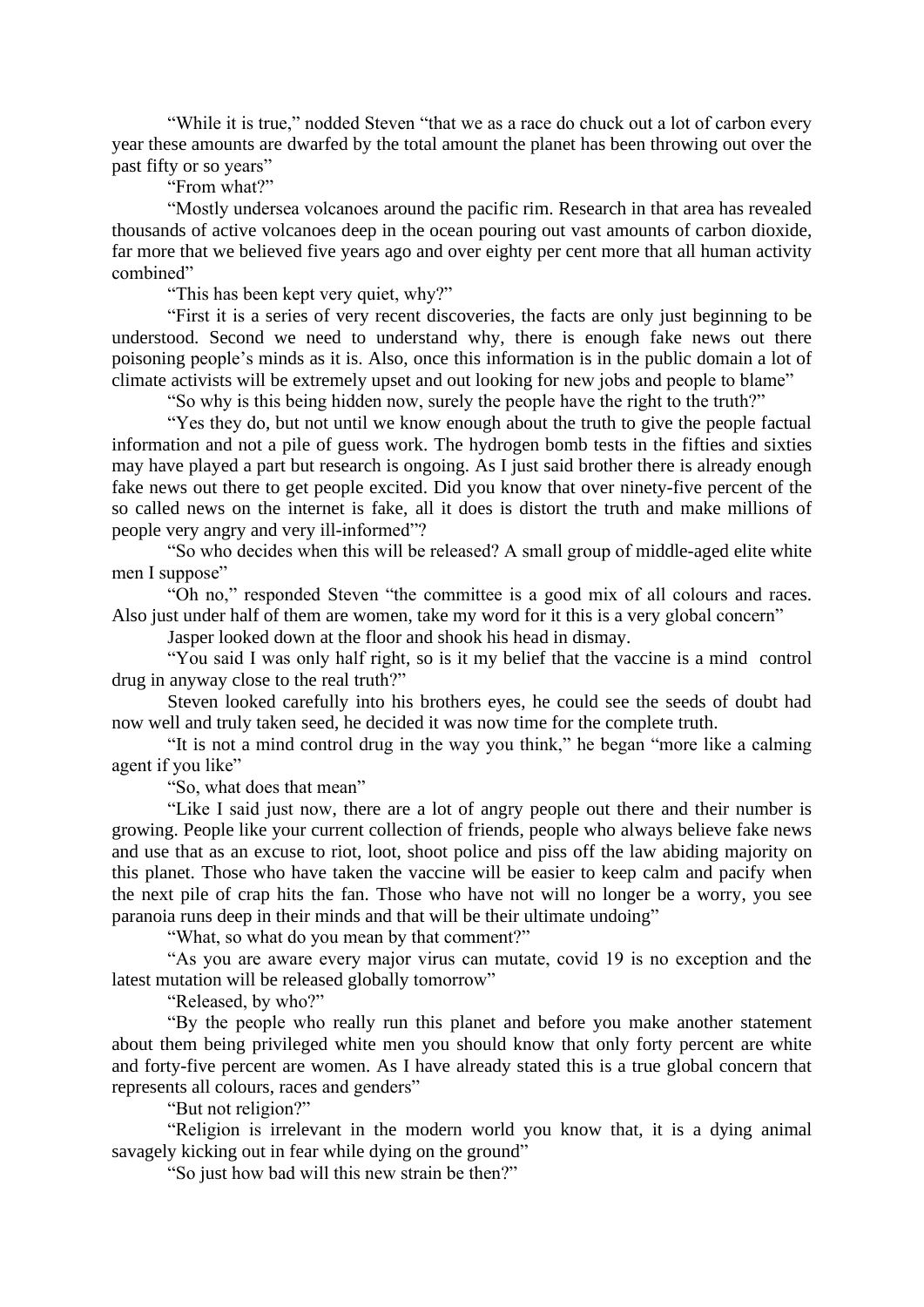"While it is true," nodded Steven "that we as a race do chuck out a lot of carbon every year these amounts are dwarfed by the total amount the planet has been throwing out over the past fifty or so years"

"From what?"

"Mostly undersea volcanoes around the pacific rim. Research in that area has revealed thousands of active volcanoes deep in the ocean pouring out vast amounts of carbon dioxide, far more that we believed five years ago and over eighty per cent more that all human activity combined"

"This has been kept very quiet, why?"

"First it is a series of very recent discoveries, the facts are only just beginning to be understood. Second we need to understand why, there is enough fake news out there poisoning people's minds as it is. Also, once this information is in the public domain a lot of climate activists will be extremely upset and out looking for new jobs and people to blame"

"So why is this being hidden now, surely the people have the right to the truth?"

"Yes they do, but not until we know enough about the truth to give the people factual information and not a pile of guess work. The hydrogen bomb tests in the fifties and sixties may have played a part but research is ongoing. As I just said brother there is already enough fake news out there to get people excited. Did you know that over ninety-five percent of the so called news on the internet is fake, all it does is distort the truth and make millions of people very angry and very ill-informed"?

"So who decides when this will be released? A small group of middle-aged elite white men I suppose"

"Oh no," responded Steven "the committee is a good mix of all colours and races. Also just under half of them are women, take my word for it this is a very global concern"

Jasper looked down at the floor and shook his head in dismay.

"You said I was only half right, so is it my belief that the vaccine is a mind control drug in anyway close to the real truth?"

Steven looked carefully into his brothers eyes, he could see the seeds of doubt had now well and truly taken seed, he decided it was now time for the complete truth.

"It is not a mind control drug in the way you think," he began "more like a calming agent if you like"

"So, what does that mean"

"Like I said just now, there are a lot of angry people out there and their number is growing. People like your current collection of friends, people who always believe fake news and use that as an excuse to riot, loot, shoot police and piss off the law abiding majority on this planet. Those who have taken the vaccine will be easier to keep calm and pacify when the next pile of crap hits the fan. Those who have not will no longer be a worry, you see paranoia runs deep in their minds and that will be their ultimate undoing"

"What, so what do you mean by that comment?"

"As you are aware every major virus can mutate, covid 19 is no exception and the latest mutation will be released globally tomorrow"

"Released, by who?"

"By the people who really run this planet and before you make another statement about them being privileged white men you should know that only forty percent are white and forty-five percent are women. As I have already stated this is a true global concern that represents all colours, races and genders"

"But not religion?"

"Religion is irrelevant in the modern world you know that, it is a dying animal savagely kicking out in fear while dying on the ground"

"So just how bad will this new strain be then?"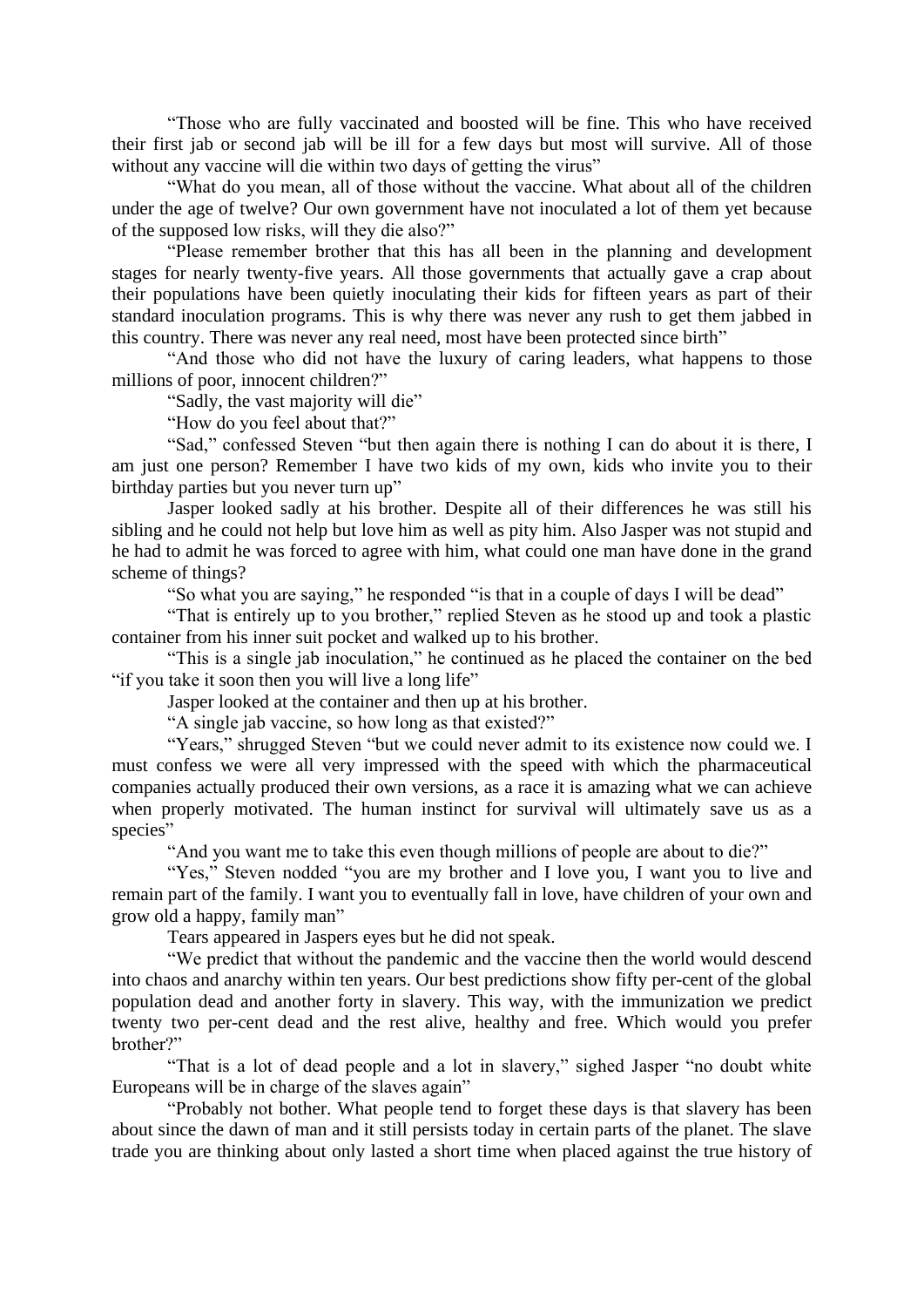"Those who are fully vaccinated and boosted will be fine. This who have received their first jab or second jab will be ill for a few days but most will survive. All of those without any vaccine will die within two days of getting the virus"

"What do you mean, all of those without the vaccine. What about all of the children under the age of twelve? Our own government have not inoculated a lot of them yet because of the supposed low risks, will they die also?"

"Please remember brother that this has all been in the planning and development stages for nearly twenty-five years. All those governments that actually gave a crap about their populations have been quietly inoculating their kids for fifteen years as part of their standard inoculation programs. This is why there was never any rush to get them jabbed in this country. There was never any real need, most have been protected since birth"

"And those who did not have the luxury of caring leaders, what happens to those millions of poor, innocent children?"

"Sadly, the vast majority will die"

"How do you feel about that?"

"Sad," confessed Steven "but then again there is nothing I can do about it is there, I am just one person? Remember I have two kids of my own, kids who invite you to their birthday parties but you never turn up"

Jasper looked sadly at his brother. Despite all of their differences he was still his sibling and he could not help but love him as well as pity him. Also Jasper was not stupid and he had to admit he was forced to agree with him, what could one man have done in the grand scheme of things?

"So what you are saying," he responded "is that in a couple of days I will be dead"

"That is entirely up to you brother," replied Steven as he stood up and took a plastic container from his inner suit pocket and walked up to his brother.

"This is a single jab inoculation," he continued as he placed the container on the bed "if you take it soon then you will live a long life"

Jasper looked at the container and then up at his brother.

"A single jab vaccine, so how long as that existed?"

"Years," shrugged Steven "but we could never admit to its existence now could we. I must confess we were all very impressed with the speed with which the pharmaceutical companies actually produced their own versions, as a race it is amazing what we can achieve when properly motivated. The human instinct for survival will ultimately save us as a species"

"And you want me to take this even though millions of people are about to die?"

"Yes," Steven nodded "you are my brother and I love you, I want you to live and remain part of the family. I want you to eventually fall in love, have children of your own and grow old a happy, family man"

Tears appeared in Jaspers eyes but he did not speak.

"We predict that without the pandemic and the vaccine then the world would descend into chaos and anarchy within ten years. Our best predictions show fifty per-cent of the global population dead and another forty in slavery. This way, with the immunization we predict twenty two per-cent dead and the rest alive, healthy and free. Which would you prefer brother?"

"That is a lot of dead people and a lot in slavery," sighed Jasper "no doubt white Europeans will be in charge of the slaves again"

"Probably not bother. What people tend to forget these days is that slavery has been about since the dawn of man and it still persists today in certain parts of the planet. The slave trade you are thinking about only lasted a short time when placed against the true history of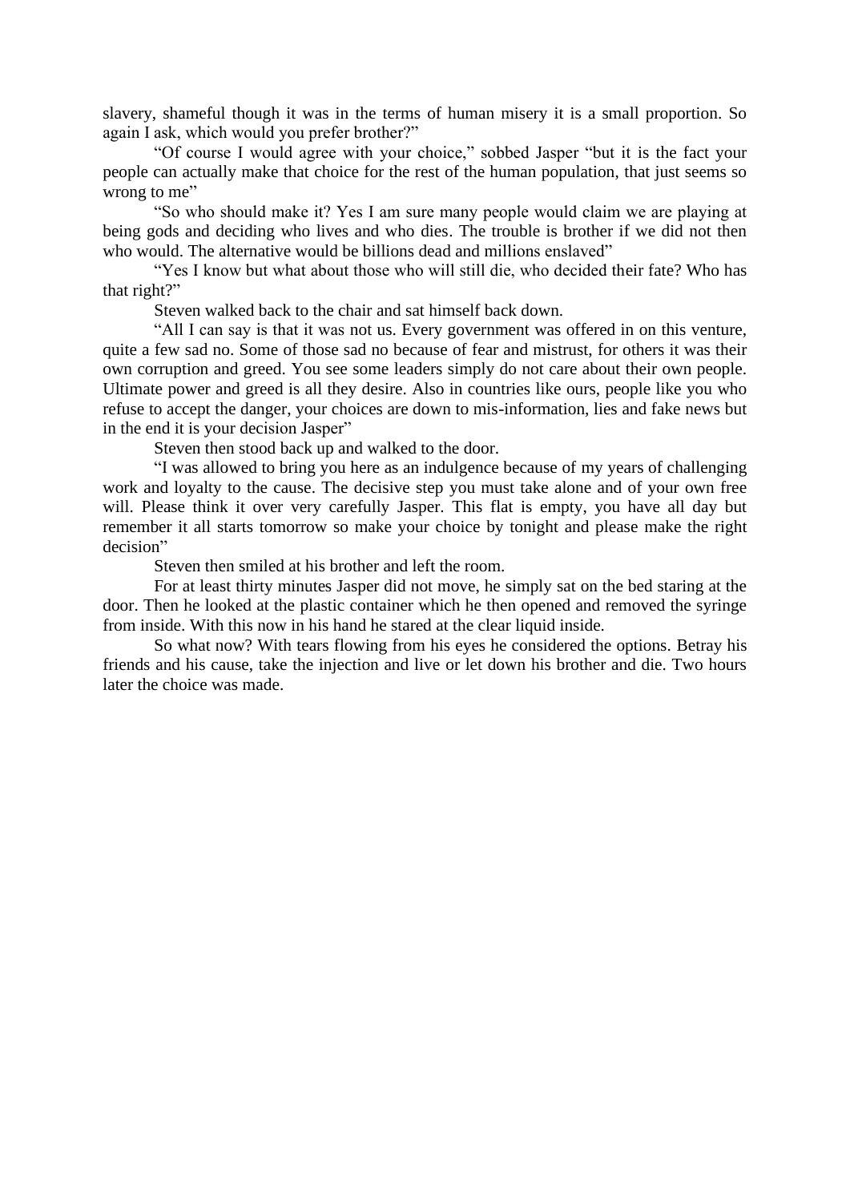slavery, shameful though it was in the terms of human misery it is a small proportion. So again I ask, which would you prefer brother?"

"Of course I would agree with your choice," sobbed Jasper "but it is the fact your people can actually make that choice for the rest of the human population, that just seems so wrong to me"

"So who should make it? Yes I am sure many people would claim we are playing at being gods and deciding who lives and who dies. The trouble is brother if we did not then who would. The alternative would be billions dead and millions enslaved"

"Yes I know but what about those who will still die, who decided their fate? Who has that right?"

Steven walked back to the chair and sat himself back down.

"All I can say is that it was not us. Every government was offered in on this venture, quite a few sad no. Some of those sad no because of fear and mistrust, for others it was their own corruption and greed. You see some leaders simply do not care about their own people. Ultimate power and greed is all they desire. Also in countries like ours, people like you who refuse to accept the danger, your choices are down to mis-information, lies and fake news but in the end it is your decision Jasper"

Steven then stood back up and walked to the door.

"I was allowed to bring you here as an indulgence because of my years of challenging work and loyalty to the cause. The decisive step you must take alone and of your own free will. Please think it over very carefully Jasper. This flat is empty, you have all day but remember it all starts tomorrow so make your choice by tonight and please make the right decision"

Steven then smiled at his brother and left the room.

For at least thirty minutes Jasper did not move, he simply sat on the bed staring at the door. Then he looked at the plastic container which he then opened and removed the syringe from inside. With this now in his hand he stared at the clear liquid inside.

So what now? With tears flowing from his eyes he considered the options. Betray his friends and his cause, take the injection and live or let down his brother and die. Two hours later the choice was made.